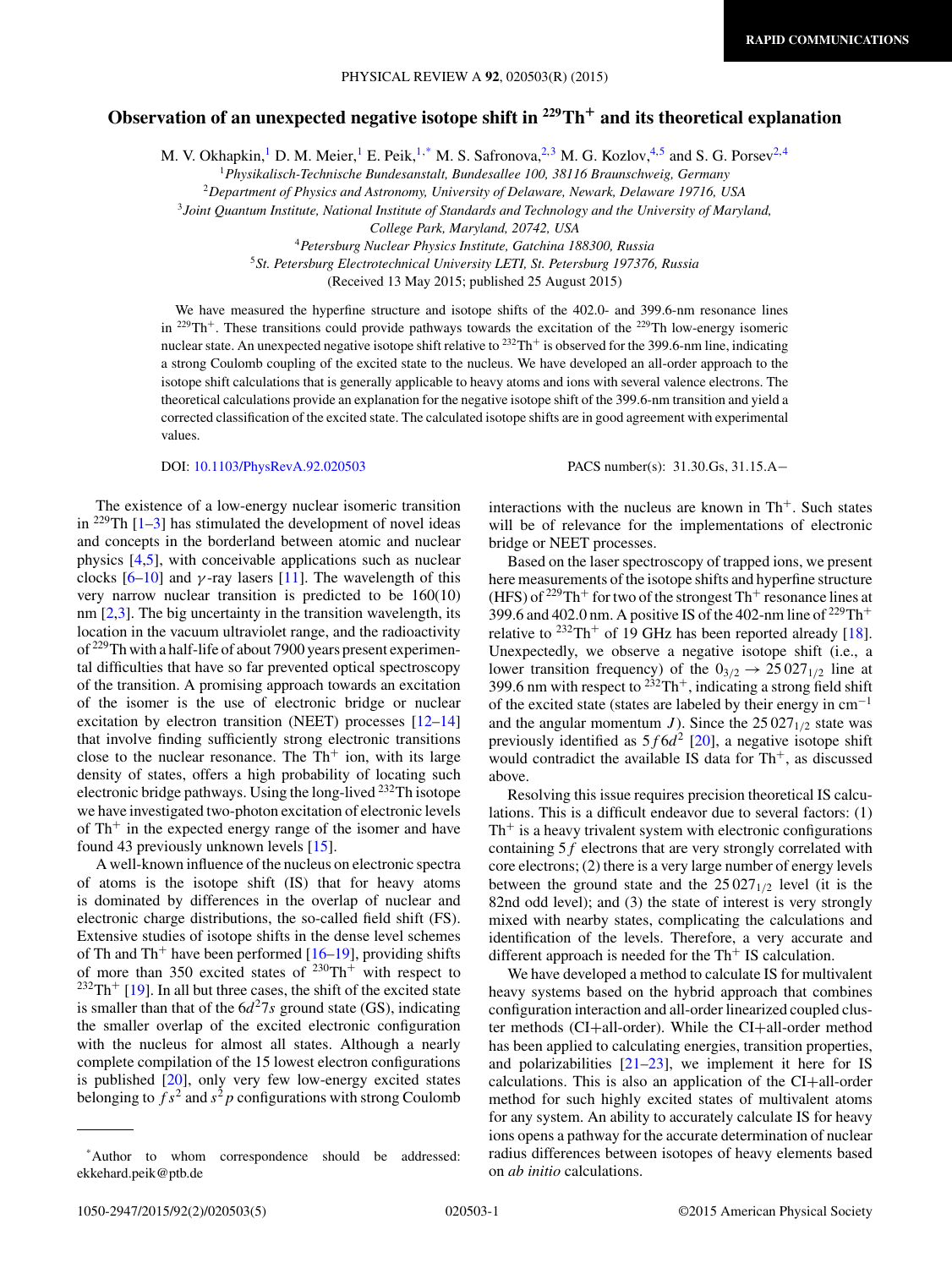RAPID COMMUNICATIONS

# Observation of an unexpected negative isotope shift in $^{229}$Th$^+$ and its theoretical explanation

M. V. Okhapkin,[1] D. M. Meier,[1] E. Peik,[1,*] M. S. Safronova,[2,3] M. G. Kozlov,[4,5] and S. G. Porsev[2,4]

[1]*Physikalisch-Technische Bundesanstalt, Bundesallee 100, 38116 Braunschweig, Germany*
[2]*Department of Physics and Astronomy, University of Delaware, Newark, Delaware 19716, USA*
[3]*Joint Quantum Institute, National Institute of Standards and Technology and the University of Maryland, College Park, Maryland, 20742, USA*
[4]*Petersburg Nuclear Physics Institute, Gatchina 188300, Russia*
[5]*St. Petersburg Electrotechnical University LETI, St. Petersburg 197376, Russia*

(Received 13 May 2015; published 25 August 2015)

We have measured the hyperfine structure and isotope shifts of the 402.0- and 399.6-nm resonance lines in $^{229}$Th$^+$. These transitions could provide pathways towards the excitation of the $^{229}$Th low-energy isomeric nuclear state. An unexpected negative isotope shift relative to $^{232}$Th$^+$ is observed for the 399.6-nm line, indicating a strong Coulomb coupling of the excited state to the nucleus. We have developed an all-order approach to the isotope shift calculations that is generally applicable to heavy atoms and ions with several valence electrons. The theoretical calculations provide an explanation for the negative isotope shift of the 399.6-nm transition and yield a corrected classification of the excited state. The calculated isotope shifts are in good agreement with experimental values.

DOI: 10.1103/PhysRevA.92.020503 PACS number(s): 31.30.Gs, 31.15.A−

The existence of a low-energy nuclear isomeric transition in $^{229}$Th [1–3] has stimulated the development of novel ideas and concepts in the borderland between atomic and nuclear physics [4,5], with conceivable applications such as nuclear clocks [6–10] and $\gamma$-ray lasers [11]. The wavelength of this very narrow nuclear transition is predicted to be 160(10) nm [2,3]. The big uncertainty in the transition wavelength, its location in the vacuum ultraviolet range, and the radioactivity of $^{229}$Th with a half-life of about 7900 years present experimental difficulties that have so far prevented optical spectroscopy of the transition. A promising approach towards an excitation of the isomer is the use of electronic bridge or nuclear excitation by electron transition (NEET) processes [12–14] that involve finding sufficiently strong electronic transitions close to the nuclear resonance. The Th$^+$ ion, with its large density of states, offers a high probability of locating such electronic bridge pathways. Using the long-lived $^{232}$Th isotope we have investigated two-photon excitation of electronic levels of Th$^+$ in the expected energy range of the isomer and have found 43 previously unknown levels [15].

A well-known influence of the nucleus on electronic spectra of atoms is the isotope shift (IS) that for heavy atoms is dominated by differences in the overlap of nuclear and electronic charge distributions, the so-called field shift (FS). Extensive studies of isotope shifts in the dense level schemes of Th and Th$^+$ have been performed [16–19], providing shifts of more than 350 excited states of $^{230}$Th$^+$ with respect to $^{232}$Th$^+$ [19]. In all but three cases, the shift of the excited state is smaller than that of the $6d^27s$ ground state (GS), indicating the smaller overlap of the excited electronic configuration with the nucleus for almost all states. Although a nearly complete compilation of the 15 lowest electron configurations is published [20], only very few low-energy excited states belonging to $fs^2$ and $s^2p$ configurations with strong Coulomb interactions with the nucleus are known in Th$^+$. Such states will be of relevance for the implementations of electronic bridge or NEET processes.

Based on the laser spectroscopy of trapped ions, we present here measurements of the isotope shifts and hyperfine structure (HFS) of $^{229}$Th$^+$ for two of the strongest Th$^+$ resonance lines at 399.6 and 402.0 nm. A positive IS of the 402-nm line of $^{229}$Th$^+$ relative to $^{232}$Th$^+$ of 19 GHz has been reported already [18]. Unexpectedly, we observe a negative isotope shift (i.e., a lower transition frequency) of the $0_{3/2} \rightarrow 25\,027_{1/2}$ line at 399.6 nm with respect to $^{232}$Th$^+$, indicating a strong field shift of the excited state (states are labeled by their energy in cm$^{-1}$ and the angular momentum $J$). Since the $25\,027_{1/2}$ state was previously identified as $5f6d^2$ [20], a negative isotope shift would contradict the available IS data for Th$^+$, as discussed above.

Resolving this issue requires precision theoretical IS calculations. This is a difficult endeavor due to several factors: (1) Th$^+$ is a heavy trivalent system with electronic configurations containing $5f$ electrons that are very strongly correlated with core electrons; (2) there is a very large number of energy levels between the ground state and the $25\,027_{1/2}$ level (it is the 82nd odd level); and (3) the state of interest is very strongly mixed with nearby states, complicating the calculations and identification of the levels. Therefore, a very accurate and different approach is needed for the Th$^+$ IS calculation.

We have developed a method to calculate IS for multivalent heavy systems based on the hybrid approach that combines configuration interaction and all-order linearized coupled cluster methods (CI+all-order). While the CI+all-order method has been applied to calculating energies, transition properties, and polarizabilities [21–23], we implement it here for IS calculations. This is also an application of the CI+all-order method for such highly excited states of multivalent atoms for any system. An ability to accurately calculate IS for heavy ions opens a pathway for the accurate determination of nuclear radius differences between isotopes of heavy elements based on *ab initio* calculations.

---

*Author to whom correspondence should be addressed: ekkehard.peik@ptb.de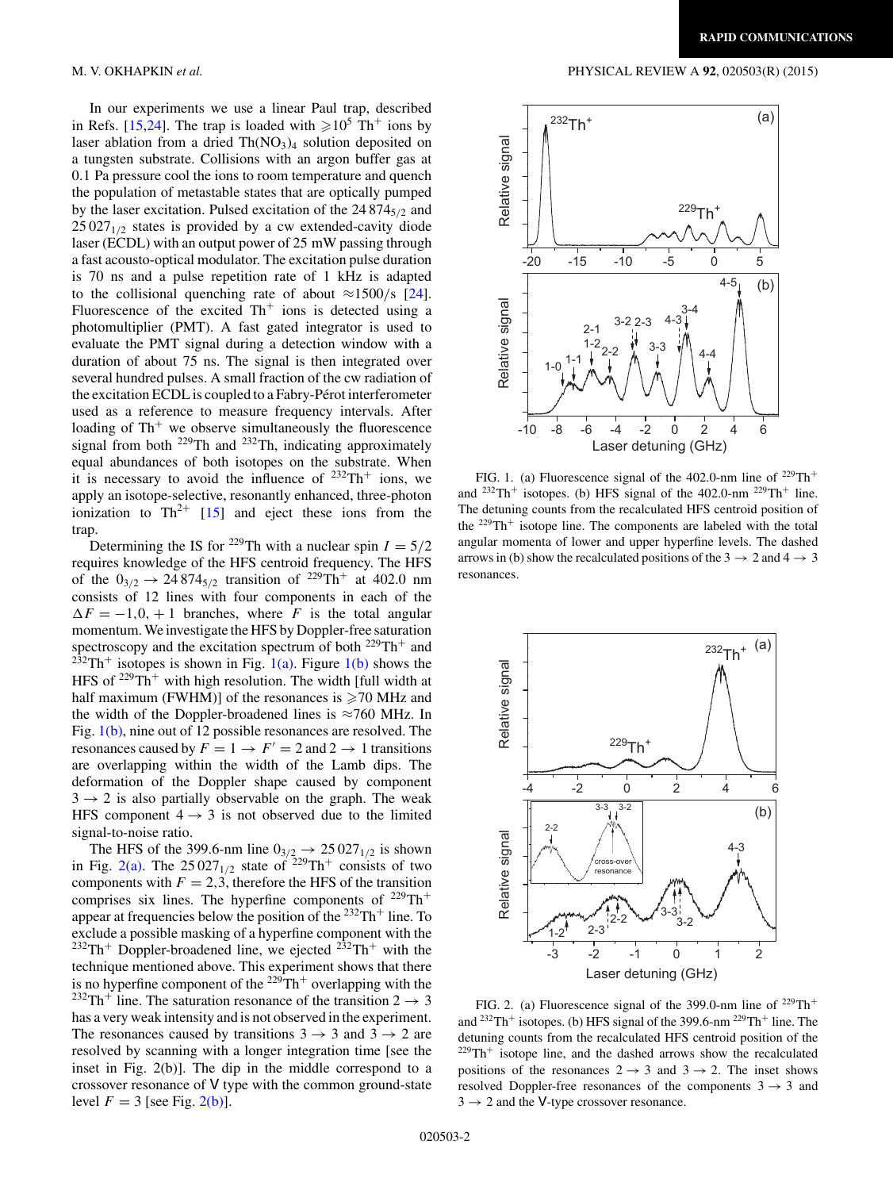In our experiments we use a linear Paul trap, described in Refs. [15,24]. The trap is loaded with $\geqslant 10^5$ $Th^+$ ions by laser ablation from a dried $Th(NO_3)_4$ solution deposited on a tungsten substrate. Collisions with an argon buffer gas at 0.1 Pa pressure cool the ions to room temperature and quench the population of metastable states that are optically pumped by the laser excitation. Pulsed excitation of the $24\,874_{5/2}$ and $25\,027_{1/2}$ states is provided by a cw extended-cavity diode laser (ECDL) with an output power of 25 mW passing through a fast acousto-optical modulator. The excitation pulse duration is 70 ns and a pulse repetition rate of 1 kHz is adapted to the collisional quenching rate of about $\approx 1500/s$ [24]. Fluorescence of the excited $Th^+$ ions is detected using a photomultiplier (PMT). A fast gated integrator is used to evaluate the PMT signal during a detection window with a duration of about 75 ns. The signal is then integrated over several hundred pulses. A small fraction of the cw radiation of the excitation ECDL is coupled to a Fabry-Pérot interferometer used as a reference to measure frequency intervals. After loading of $Th^+$ we observe simultaneously the fluorescence signal from both $^{229}Th$ and $^{232}Th$, indicating approximately equal abundances of both isotopes on the substrate. When it is necessary to avoid the influence of $^{232}Th^+$ ions, we apply an isotope-selective, resonantly enhanced, three-photon ionization to $Th^{2+}$ [15] and eject these ions from the trap.

Determining the IS for $^{229}Th$ with a nuclear spin $I = 5/2$ requires knowledge of the HFS centroid frequency. The HFS of the $0_{3/2} \rightarrow 24\,874_{5/2}$ transition of $^{229}Th^+$ at 402.0 nm consists of 12 lines with four components in each of the $\Delta F = -1, 0, +1$ branches, where $F$ is the total angular momentum. We investigate the HFS by Doppler-free saturation spectroscopy and the excitation spectrum of both $^{229}Th^+$ and $^{232}Th^+$ isotopes is shown in Fig. 1(a). Figure 1(b) shows the HFS of $^{229}Th^+$ with high resolution. The width [full width at half maximum (FWHM)] of the resonances is $\geqslant 70$ MHz and the width of the Doppler-broadened lines is $\approx 760$ MHz. In Fig. 1(b), nine out of 12 possible resonances are resolved. The resonances caused by $F = 1 \rightarrow F' = 2$ and $2 \rightarrow 1$ transitions are overlapping within the width of the Lamb dips. The deformation of the Doppler shape caused by component $3 \rightarrow 2$ is also partially observable on the graph. The weak HFS component $4 \rightarrow 3$ is not observed due to the limited signal-to-noise ratio.

The HFS of the 399.6-nm line $0_{3/2} \rightarrow 25\,027_{1/2}$ is shown in Fig. 2(a). The $25\,027_{1/2}$ state of $^{229}Th^+$ consists of two components with $F = 2,3$, therefore the HFS of the transition comprises six lines. The hyperfine components of $^{229}Th^+$ appear at frequencies below the position of the $^{232}Th^+$ line. To exclude a possible masking of a hyperfine component with the $^{232}Th^+$ Doppler-broadened line, we ejected $^{232}Th^+$ with the technique mentioned above. This experiment shows that there is no hyperfine component of the $^{229}Th^+$ overlapping with the $^{232}Th^+$ line. The saturation resonance of the transition $2 \rightarrow 3$ has a very weak intensity and is not observed in the experiment. The resonances caused by transitions $3 \rightarrow 3$ and $3 \rightarrow 2$ are resolved by scanning with a longer integration time [see the inset in Fig. 2(b)]. The dip in the middle correspond to a crossover resonance of V type with the common ground-state level $F = 3$ [see Fig. 2(b)].

FIG. 1. (a) Fluorescence signal of the 402.0-nm line of $^{229}Th^+$ and $^{232}Th^+$ isotopes. (b) HFS signal of the 402.0-nm $^{229}Th^+$ line. The detuning counts from the recalculated HFS centroid position of the $^{229}Th^+$ isotope line. The components are labeled with the total angular momenta of lower and upper hyperfine levels. The dashed arrows in (b) show the recalculated positions of the $3 \rightarrow 2$ and $4 \rightarrow 3$ resonances.

FIG. 2. (a) Fluorescence signal of the 399.0-nm line of $^{229}Th^+$ and $^{232}Th^+$ isotopes. (b) HFS signal of the 399.6-nm $^{229}Th^+$ line. The detuning counts from the recalculated HFS centroid position of the $^{229}Th^+$ isotope line, and the dashed arrows show the recalculated positions of the resonances $2 \rightarrow 3$ and $3 \rightarrow 2$. The inset shows resolved Doppler-free resonances of the components $3 \rightarrow 3$ and $3 \rightarrow 2$ and the V-type crossover resonance.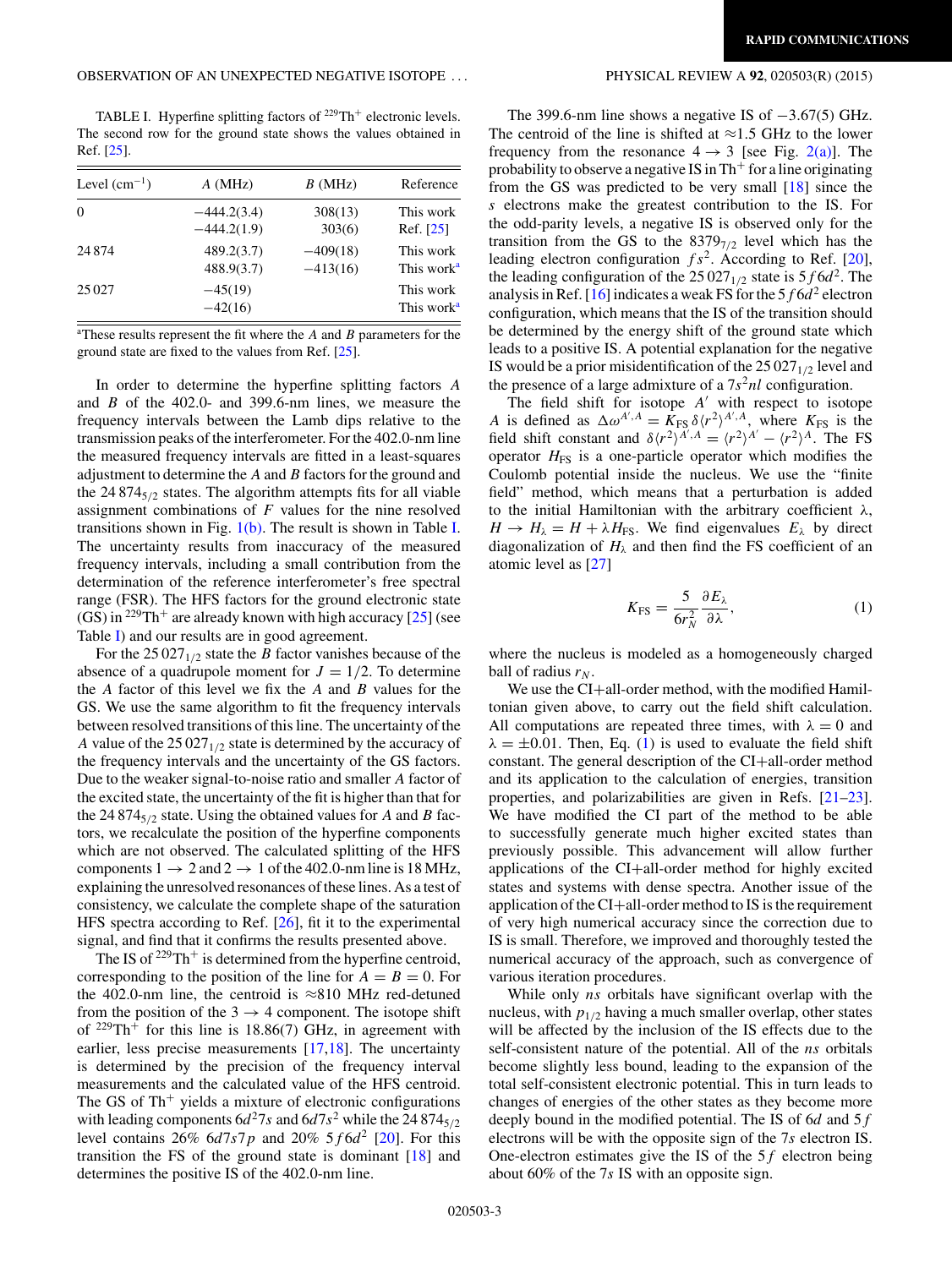TABLE I. Hyperfine splitting factors of $^{229}Th^+$ electronic levels. The second row for the ground state shows the values obtained in Ref. [25].

| Level ($cm^{-1}$) | $A$ (MHz) | $B$ (MHz) | Reference |
|---|---|---|---|
| 0 | −444.2(3.4) | 308(13) | This work |
|  | −444.2(1.9) | 303(6) | Ref. [25] |
| 24 874 | 489.2(3.7) | −409(18) | This work |
|  | 488.9(3.7) | −413(16) | This work[a] |
| 25 027 | −45(19) |  | This work |
|  | −42(16) |  | This work[a] |

[a]These results represent the fit where the $A$ and $B$ parameters for the ground state are fixed to the values from Ref. [25].

In order to determine the hyperfine splitting factors $A$ and $B$ of the 402.0- and 399.6-nm lines, we measure the frequency intervals between the Lamb dips relative to the transmission peaks of the interferometer. For the 402.0-nm line the measured frequency intervals are fitted in a least-squares adjustment to determine the $A$ and $B$ factors for the ground and the $24\,874_{5/2}$ states. The algorithm attempts fits for all viable assignment combinations of $F$ values for the nine resolved transitions shown in Fig. 1(b). The result is shown in Table I. The uncertainty results from inaccuracy of the measured frequency intervals, including a small contribution from the determination of the reference interferometer's free spectral range (FSR). The HFS factors for the ground electronic state (GS) in $^{229}Th^+$ are already known with high accuracy [25] (see Table I) and our results are in good agreement.

For the $25\,027_{1/2}$ state the $B$ factor vanishes because of the absence of a quadrupole moment for $J = 1/2$. To determine the $A$ factor of this level we fix the $A$ and $B$ values for the GS. We use the same algorithm to fit the frequency intervals between resolved transitions of this line. The uncertainty of the $A$ value of the $25\,027_{1/2}$ state is determined by the accuracy of the frequency intervals and the uncertainty of the GS factors. Due to the weaker signal-to-noise ratio and smaller $A$ factor of the excited state, the uncertainty of the fit is higher than that for the $24\,874_{5/2}$ state. Using the obtained values for $A$ and $B$ factors, we recalculate the position of the hyperfine components which are not observed. The calculated splitting of the HFS components $1 \rightarrow 2$ and $2 \rightarrow 1$ of the 402.0-nm line is 18 MHz, explaining the unresolved resonances of these lines. As a test of consistency, we calculate the complete shape of the saturation HFS spectra according to Ref. [26], fit it to the experimental signal, and find that it confirms the results presented above.

The IS of $^{229}Th^+$ is determined from the hyperfine centroid, corresponding to the position of the line for $A = B = 0$. For the 402.0-nm line, the centroid is $\approx$810 MHz red-detuned from the position of the $3 \rightarrow 4$ component. The isotope shift of $^{229}Th^+$ for this line is 18.86(7) GHz, in agreement with earlier, less precise measurements [17,18]. The uncertainty is determined by the precision of the frequency interval measurements and the calculated value of the HFS centroid. The GS of $Th^+$ yields a mixture of electronic configurations with leading components $6d^2 7s$ and $6d7s^2$ while the $24\,874_{5/2}$ level contains 26% $6d7s7p$ and 20% $5f6d^2$ [20]. For this transition the FS of the ground state is dominant [18] and determines the positive IS of the 402.0-nm line.

The 399.6-nm line shows a negative IS of −3.67(5) GHz. The centroid of the line is shifted at $\approx$1.5 GHz to the lower frequency from the resonance $4 \rightarrow 3$ [see Fig. 2(a)]. The probability to observe a negative IS in $Th^+$ for a line originating from the GS was predicted to be very small [18] since the $s$ electrons make the greatest contribution to the IS. For the odd-parity levels, a negative IS is observed only for the transition from the GS to the $8379_{7/2}$ level which has the leading electron configuration $fs^2$. According to Ref. [20], the leading configuration of the $25\,027_{1/2}$ state is $5f6d^2$. The analysis in Ref. [16] indicates a weak FS for the $5f6d^2$ electron configuration, which means that the IS of the transition should be determined by the energy shift of the ground state which leads to a positive IS. A potential explanation for the negative IS would be a prior misidentification of the $25\,027_{1/2}$ level and the presence of a large admixture of a $7s^2 nl$ configuration.

The field shift for isotope $A'$ with respect to isotope $A$ is defined as $\Delta\omega^{A',A} = K_{FS}\,\delta\langle r^2\rangle^{A',A}$, where $K_{FS}$ is the field shift constant and $\delta\langle r^2\rangle^{A',A} = \langle r^2\rangle^{A'} - \langle r^2\rangle^{A}$. The FS operator $H_{FS}$ is a one-particle operator which modifies the Coulomb potential inside the nucleus. We use the "finite field" method, which means that a perturbation is added to the initial Hamiltonian with the arbitrary coefficient $\lambda$, $H \rightarrow H_\lambda = H + \lambda H_{FS}$. We find eigenvalues $E_\lambda$ by direct diagonalization of $H_\lambda$ and then find the FS coefficient of an atomic level as [27]

$$K_{FS} = \frac{5}{6r_N^2}\frac{\partial E_\lambda}{\partial \lambda}, \tag{1}$$

where the nucleus is modeled as a homogeneously charged ball of radius $r_N$.

We use the CI+all-order method, with the modified Hamiltonian given above, to carry out the field shift calculation. All computations are repeated three times, with $\lambda = 0$ and $\lambda = \pm 0.01$. Then, Eq. (1) is used to evaluate the field shift constant. The general description of the CI+all-order method and its application to the calculation of energies, transition properties, and polarizabilities are given in Refs. [21–23]. We have modified the CI part of the method to be able to successfully generate much higher excited states than previously possible. This advancement will allow further applications of the CI+all-order method for highly excited states and systems with dense spectra. Another issue of the application of the CI+all-order method to IS is the requirement of very high numerical accuracy since the correction due to IS is small. Therefore, we improved and thoroughly tested the numerical accuracy of the approach, such as convergence of various iteration procedures.

While only $ns$ orbitals have significant overlap with the nucleus, with $p_{1/2}$ having a much smaller overlap, other states will be affected by the inclusion of the IS effects due to the self-consistent nature of the potential. All of the $ns$ orbitals become slightly less bound, leading to the expansion of the total self-consistent electronic potential. This in turn leads to changes of energies of the other states as they become more deeply bound in the modified potential. The IS of $6d$ and $5f$ electrons will be with the opposite sign of the $7s$ electron IS. One-electron estimates give the IS of the $5f$ electron being about 60% of the $7s$ IS with an opposite sign.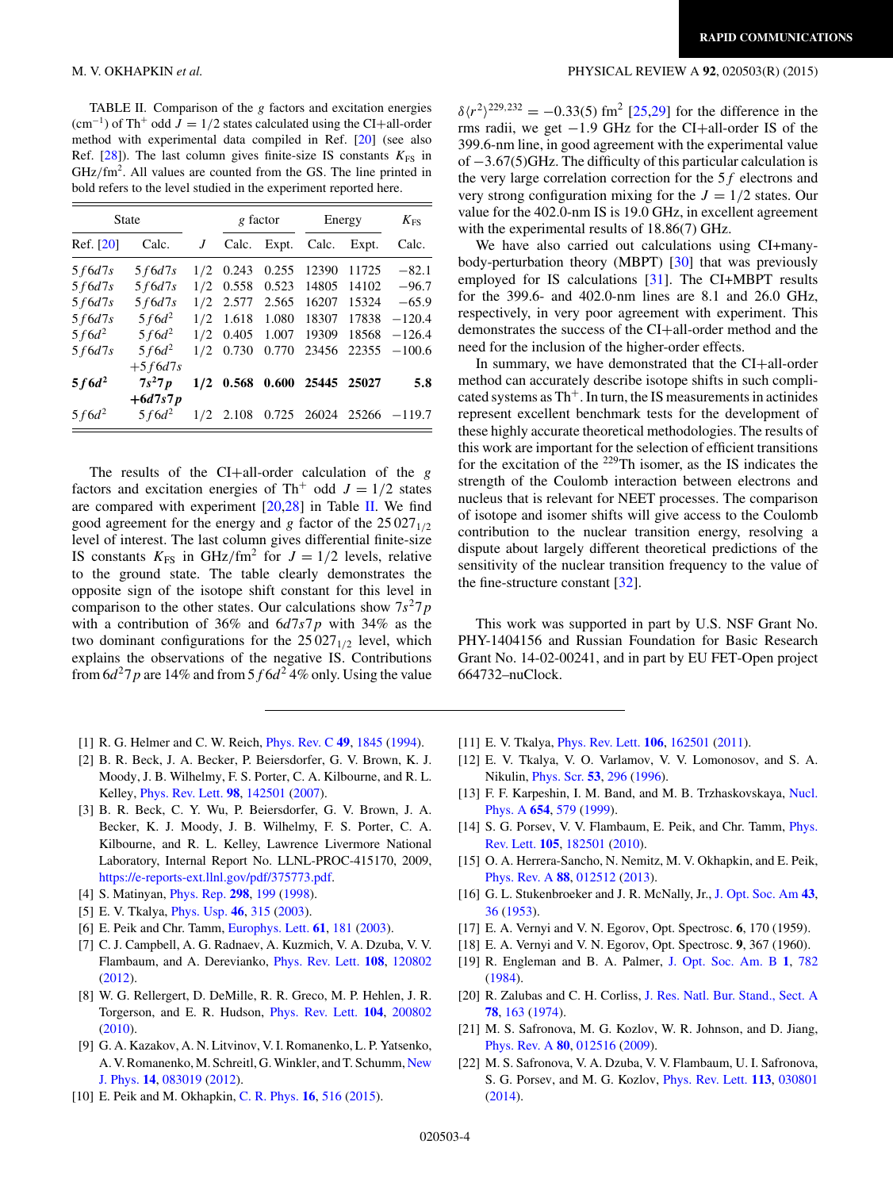TABLE II. Comparison of the $g$ factors and excitation energies ($cm^{-1}$) of $Th^+$ odd $J = 1/2$ states calculated using the CI+all-order method with experimental data compiled in Ref. [20] (see also Ref. [28]). The last column gives finite-size IS constants $K_{FS}$ in GHz/$fm^2$. All values are counted from the GS. The line printed in bold refers to the level studied in the experiment reported here.

| State | | | $g$ factor | | Energy | | $K_{FS}$ |
|---|---|---|---|---|---|---|---|
| Ref. [20] | Calc. | $J$ | Calc. | Expt. | Calc. | Expt. | Calc. |
| $5f6d7s$ | $5f6d7s$ | 1/2 | 0.243 | 0.255 | 12390 | 11725 | −82.1 |
| $5f6d7s$ | $5f6d7s$ | 1/2 | 0.558 | 0.523 | 14805 | 14102 | −96.7 |
| $5f6d7s$ | $5f6d7s$ | 1/2 | 2.577 | 2.565 | 16207 | 15324 | −65.9 |
| $5f6d7s$ | $5f6d^2$ | 1/2 | 1.618 | 1.080 | 18307 | 17838 | −120.4 |
| $5f6d^2$ | $5f6d^2$ | 1/2 | 0.405 | 1.007 | 19309 | 18568 | −126.4 |
| $5f6d7s$ | $5f6d^2$ $+5f6d7s$ | 1/2 | 0.730 | 0.770 | 23456 | 22355 | −100.6 |
| **$5f6d^2$** | **$7s^27p$ $+6d7s7p$** | **1/2** | **0.568** | **0.600** | **25445** | **25027** | **5.8** |
| $5f6d^2$ | $5f6d^2$ | 1/2 | 2.108 | 0.725 | 26024 | 25266 | −119.7 |

The results of the CI+all-order calculation of the $g$ factors and excitation energies of $Th^+$ odd $J = 1/2$ states are compared with experiment [20,28] in Table II. We find good agreement for the energy and $g$ factor of the $25\,027_{1/2}$ level of interest. The last column gives differential finite-size IS constants $K_{FS}$ in GHz/$fm^2$ for $J = 1/2$ levels, relative to the ground state. The table clearly demonstrates the opposite sign of the isotope shift constant for this level in comparison to the other states. Our calculations show $7s^27p$ with a contribution of 36% and $6d7s7p$ with 34% as the two dominant configurations for the $25\,027_{1/2}$ level, which explains the observations of the negative IS. Contributions from $6d^27p$ are 14% and from $5f6d^2$ 4% only. Using the value $\delta\langle r^2\rangle^{229,232} = -0.33(5)$ $fm^2$ [25,29] for the difference in the rms radii, we get −1.9 GHz for the CI+all-order IS of the 399.6-nm line, in good agreement with the experimental value of −3.67(5)GHz. The difficulty of this particular calculation is the very large correlation correction for the $5f$ electrons and very strong configuration mixing for the $J = 1/2$ states. Our value for the 402.0-nm IS is 19.0 GHz, in excellent agreement with the experimental results of 18.86(7) GHz.

We have also carried out calculations using CI+many-body-perturbation theory (MBPT) [30] that was previously employed for IS calculations [31]. The CI+MBPT results for the 399.6- and 402.0-nm lines are 8.1 and 26.0 GHz, respectively, in very poor agreement with experiment. This demonstrates the success of the CI+all-order method and the need for the inclusion of the higher-order effects.

In summary, we have demonstrated that the CI+all-order method can accurately describe isotope shifts in such complicated systems as $Th^+$. In turn, the IS measurements in actinides represent excellent benchmark tests for the development of these highly accurate theoretical methodologies. The results of this work are important for the selection of efficient transitions for the excitation of the $^{229}$Th isomer, as the IS indicates the strength of the Coulomb interaction between electrons and nucleus that is relevant for NEET processes. The comparison of isotope and isomer shifts will give access to the Coulomb contribution to the nuclear transition energy, resolving a dispute about largely different theoretical predictions of the sensitivity of the nuclear transition frequency to the value of the fine-structure constant [32].

This work was supported in part by U.S. NSF Grant No. PHY-1404156 and Russian Foundation for Basic Research Grant No. 14-02-00241, and in part by EU FET-Open project 664732–nuClock.

[1] R. G. Helmer and C. W. Reich, Phys. Rev. C **49**, 1845 (1994).

[2] B. R. Beck, J. A. Becker, P. Beiersdorfer, G. V. Brown, K. J. Moody, J. B. Wilhelmy, F. S. Porter, C. A. Kilbourne, and R. L. Kelley, Phys. Rev. Lett. **98**, 142501 (2007).

[3] B. R. Beck, C. Y. Wu, P. Beiersdorfer, G. V. Brown, J. A. Becker, K. J. Moody, J. B. Wilhelmy, F. S. Porter, C. A. Kilbourne, and R. L. Kelley, Lawrence Livermore National Laboratory, Internal Report No. LLNL-PROC-415170, 2009, https://e-reports-ext.llnl.gov/pdf/375773.pdf.

[4] S. Matinyan, Phys. Rep. **298**, 199 (1998).

[5] E. V. Tkalya, Phys. Usp. **46**, 315 (2003).

[6] E. Peik and Chr. Tamm, Europhys. Lett. **61**, 181 (2003).

[7] C. J. Campbell, A. G. Radnaev, A. Kuzmich, V. A. Dzuba, V. V. Flambaum, and A. Derevianko, Phys. Rev. Lett. **108**, 120802 (2012).

[8] W. G. Rellergert, D. DeMille, R. R. Greco, M. P. Hehlen, J. R. Torgerson, and E. R. Hudson, Phys. Rev. Lett. **104**, 200802 (2010).

[9] G. A. Kazakov, A. N. Litvinov, V. I. Romanenko, L. P. Yatsenko, A. V. Romanenko, M. Schreitl, G. Winkler, and T. Schumm, New J. Phys. **14**, 083019 (2012).

[10] E. Peik and M. Okhapkin, C. R. Phys. **16**, 516 (2015).

[11] E. V. Tkalya, Phys. Rev. Lett. **106**, 162501 (2011).

[12] E. V. Tkalya, V. O. Varlamov, V. V. Lomonosov, and S. A. Nikulin, Phys. Scr. **53**, 296 (1996).

[13] F. F. Karpeshin, I. M. Band, and M. B. Trzhaskovskaya, Nucl. Phys. A **654**, 579 (1999).

[14] S. G. Porsev, V. V. Flambaum, E. Peik, and Chr. Tamm, Phys. Rev. Lett. **105**, 182501 (2010).

[15] O. A. Herrera-Sancho, N. Nemitz, M. V. Okhapkin, and E. Peik, Phys. Rev. A **88**, 012512 (2013).

[16] G. L. Stukenbroeker and J. R. McNally, Jr., J. Opt. Soc. Am **43**, 36 (1953).

[17] E. A. Vernyi and V. N. Egorov, Opt. Spectrosc. **6**, 170 (1959).

[18] E. A. Vernyi and V. N. Egorov, Opt. Spectrosc. **9**, 367 (1960).

[19] R. Engleman and B. A. Palmer, J. Opt. Soc. Am. B **1**, 782 (1984).

[20] R. Zalubas and C. H. Corliss, J. Res. Natl. Bur. Stand., Sect. A **78**, 163 (1974).

[21] M. S. Safronova, M. G. Kozlov, W. R. Johnson, and D. Jiang, Phys. Rev. A **80**, 012516 (2009).

[22] M. S. Safronova, V. A. Dzuba, V. V. Flambaum, U. I. Safronova, S. G. Porsev, and M. G. Kozlov, Phys. Rev. Lett. **113**, 030801 (2014).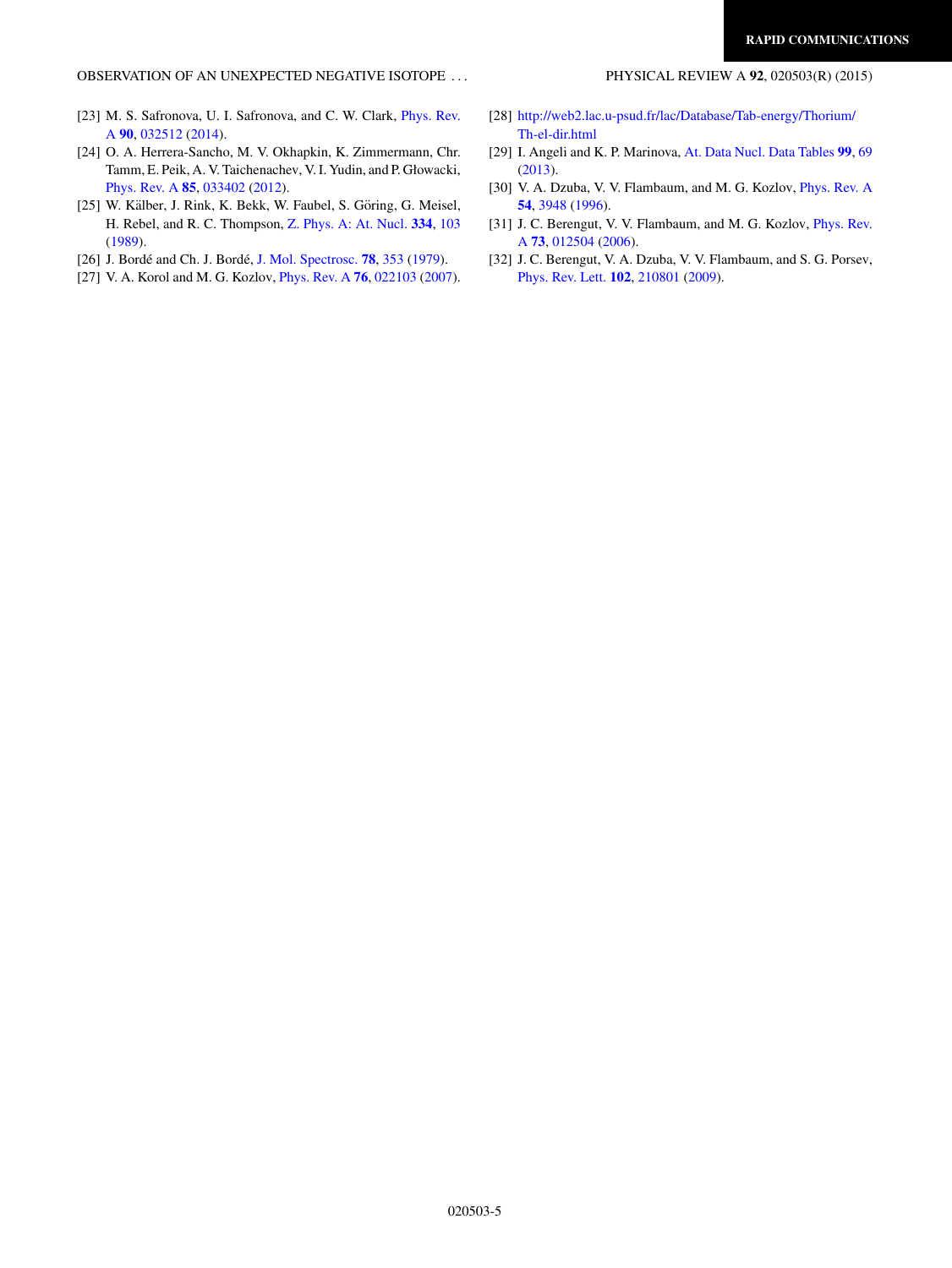[23] M. S. Safronova, U. I. Safronova, and C. W. Clark, Phys. Rev. A **90**, 032512 (2014).

[24] O. A. Herrera-Sancho, M. V. Okhapkin, K. Zimmermann, Chr. Tamm, E. Peik, A. V. Taichenachev, V. I. Yudin, and P. Głowacki, Phys. Rev. A **85**, 033402 (2012).

[25] W. Kälber, J. Rink, K. Bekk, W. Faubel, S. Göring, G. Meisel, H. Rebel, and R. C. Thompson, Z. Phys. A: At. Nucl. **334**, 103 (1989).

[26] J. Bordé and Ch. J. Bordé, J. Mol. Spectrosc. **78**, 353 (1979).

[27] V. A. Korol and M. G. Kozlov, Phys. Rev. A **76**, 022103 (2007).

[28] http://web2.lac.u-psud.fr/lac/Database/Tab-energy/Thorium/Th-el-dir.html

[29] I. Angeli and K. P. Marinova, At. Data Nucl. Data Tables **99**, 69 (2013).

[30] V. A. Dzuba, V. V. Flambaum, and M. G. Kozlov, Phys. Rev. A **54**, 3948 (1996).

[31] J. C. Berengut, V. V. Flambaum, and M. G. Kozlov, Phys. Rev. A **73**, 012504 (2006).

[32] J. C. Berengut, V. A. Dzuba, V. V. Flambaum, and S. G. Porsev, Phys. Rev. Lett. **102**, 210801 (2009).